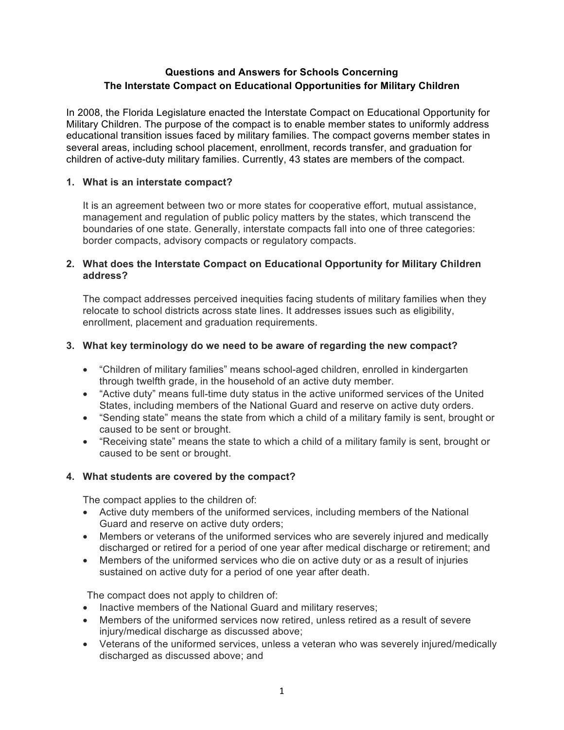# Questions and Answers for Schools Concerning The Interstate Compact on Educational Opportunities for Military Children

In 2008, the Florida Legislature enacted the Interstate Compact on Educational Opportunity for Military Children. The purpose of the compact is to enable member states to uniformly address educational transition issues faced by military families. The compact governs member states in several areas, including school placement, enrollment, records transfer, and graduation for children of active-duty military families. Currently, 43 states are members of the compact.

**1. What is an interstate compact?**

It is an agreement between two or more states for cooperative effort, mutual assistance, management and regulation of public policy matters by the states, which transcend the boundaries of one state. Generally, interstate compacts fall into one of three categories: border compacts, advisory compacts or regulatory compacts.

**2. What does the Interstate Compact on Educational Opportunity for Military Children address?**

The compact addresses perceived inequities facing students of military families when they relocate to school districts across state lines. It addresses issues such as eligibility, enrollment, placement and graduation requirements.

**3. What key terminology do we need to be aware of regarding the new compact?**

- "Children of military families" means school-aged children, enrolled in kindergarten through twelfth grade, in the household of an active duty member.
- "Active duty" means full-time duty status in the active uniformed services of the United States, including members of the National Guard and reserve on active duty orders.
- "Sending state" means the state from which a child of a military family is sent, brought or caused to be sent or brought.
- "Receiving state" means the state to which a child of a military family is sent, brought or caused to be sent or brought.

**4. What students are covered by the compact?**

The compact applies to the children of:

- Active duty members of the uniformed services, including members of the National Guard and reserve on active duty orders;
- Members or veterans of the uniformed services who are severely injured and medically discharged or retired for a period of one year after medical discharge or retirement; and
- Members of the uniformed services who die on active duty or as a result of injuries sustained on active duty for a period of one year after death.

The compact does not apply to children of:

- Inactive members of the National Guard and military reserves;
- Members of the uniformed services now retired, unless retired as a result of severe injury/medical discharge as discussed above;
- Veterans of the uniformed services, unless a veteran who was severely injured/medically discharged as discussed above; and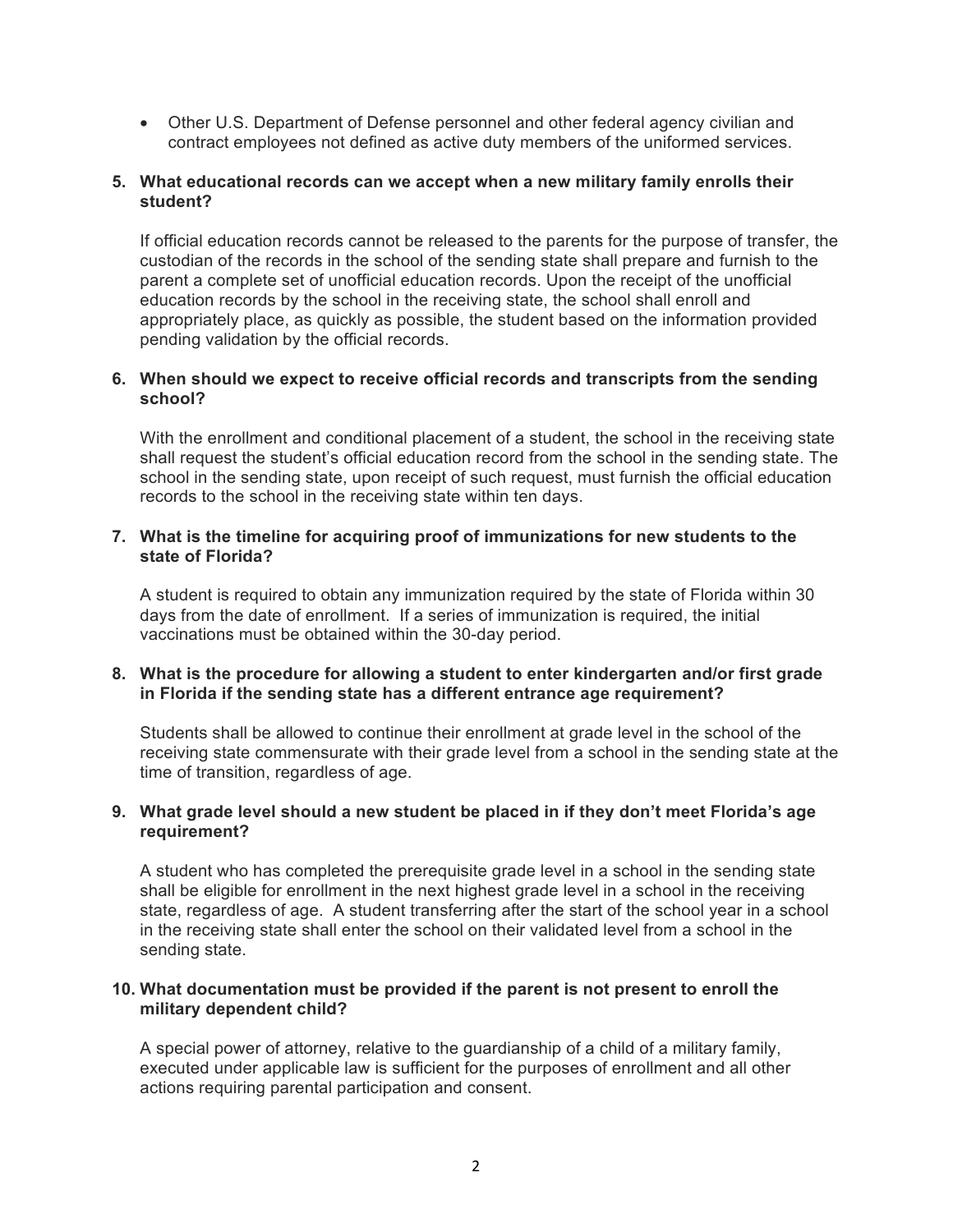- Other U.S. Department of Defense personnel and other federal agency civilian and contract employees not defined as active duty members of the uniformed services.

**5. What educational records can we accept when a new military family enrolls their student?**

If official education records cannot be released to the parents for the purpose of transfer, the custodian of the records in the school of the sending state shall prepare and furnish to the parent a complete set of unofficial education records. Upon the receipt of the unofficial education records by the school in the receiving state, the school shall enroll and appropriately place, as quickly as possible, the student based on the information provided pending validation by the official records.

**6. When should we expect to receive official records and transcripts from the sending school?**

With the enrollment and conditional placement of a student, the school in the receiving state shall request the student's official education record from the school in the sending state. The school in the sending state, upon receipt of such request, must furnish the official education records to the school in the receiving state within ten days.

**7. What is the timeline for acquiring proof of immunizations for new students to the state of Florida?**

A student is required to obtain any immunization required by the state of Florida within 30 days from the date of enrollment. If a series of immunization is required, the initial vaccinations must be obtained within the 30-day period.

**8. What is the procedure for allowing a student to enter kindergarten and/or first grade in Florida if the sending state has a different entrance age requirement?**

Students shall be allowed to continue their enrollment at grade level in the school of the receiving state commensurate with their grade level from a school in the sending state at the time of transition, regardless of age.

**9. What grade level should a new student be placed in if they don't meet Florida's age requirement?**

A student who has completed the prerequisite grade level in a school in the sending state shall be eligible for enrollment in the next highest grade level in a school in the receiving state, regardless of age. A student transferring after the start of the school year in a school in the receiving state shall enter the school on their validated level from a school in the sending state.

**10. What documentation must be provided if the parent is not present to enroll the military dependent child?**

A special power of attorney, relative to the guardianship of a child of a military family, executed under applicable law is sufficient for the purposes of enrollment and all other actions requiring parental participation and consent.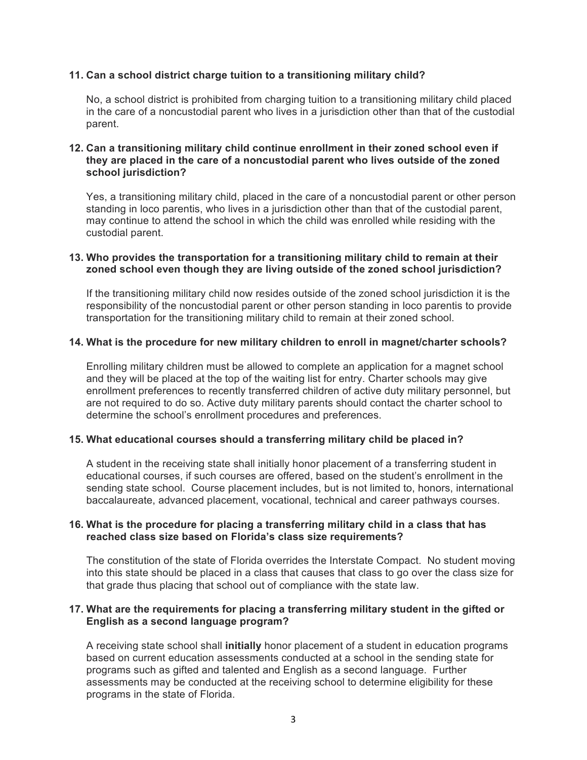**11. Can a school district charge tuition to a transitioning military child?**

No, a school district is prohibited from charging tuition to a transitioning military child placed in the care of a noncustodial parent who lives in a jurisdiction other than that of the custodial parent.

**12. Can a transitioning military child continue enrollment in their zoned school even if they are placed in the care of a noncustodial parent who lives outside of the zoned school jurisdiction?**

Yes, a transitioning military child, placed in the care of a noncustodial parent or other person standing in loco parentis, who lives in a jurisdiction other than that of the custodial parent, may continue to attend the school in which the child was enrolled while residing with the custodial parent.

**13. Who provides the transportation for a transitioning military child to remain at their zoned school even though they are living outside of the zoned school jurisdiction?**

If the transitioning military child now resides outside of the zoned school jurisdiction it is the responsibility of the noncustodial parent or other person standing in loco parentis to provide transportation for the transitioning military child to remain at their zoned school.

**14. What is the procedure for new military children to enroll in magnet/charter schools?**

Enrolling military children must be allowed to complete an application for a magnet school and they will be placed at the top of the waiting list for entry. Charter schools may give enrollment preferences to recently transferred children of active duty military personnel, but are not required to do so. Active duty military parents should contact the charter school to determine the school's enrollment procedures and preferences.

**15. What educational courses should a transferring military child be placed in?**

A student in the receiving state shall initially honor placement of a transferring student in educational courses, if such courses are offered, based on the student's enrollment in the sending state school. Course placement includes, but is not limited to, honors, international baccalaureate, advanced placement, vocational, technical and career pathways courses.

**16. What is the procedure for placing a transferring military child in a class that has reached class size based on Florida's class size requirements?**

The constitution of the state of Florida overrides the Interstate Compact. No student moving into this state should be placed in a class that causes that class to go over the class size for that grade thus placing that school out of compliance with the state law.

**17. What are the requirements for placing a transferring military student in the gifted or English as a second language program?**

A receiving state school shall **initially** honor placement of a student in education programs based on current education assessments conducted at a school in the sending state for programs such as gifted and talented and English as a second language. Further assessments may be conducted at the receiving school to determine eligibility for these programs in the state of Florida.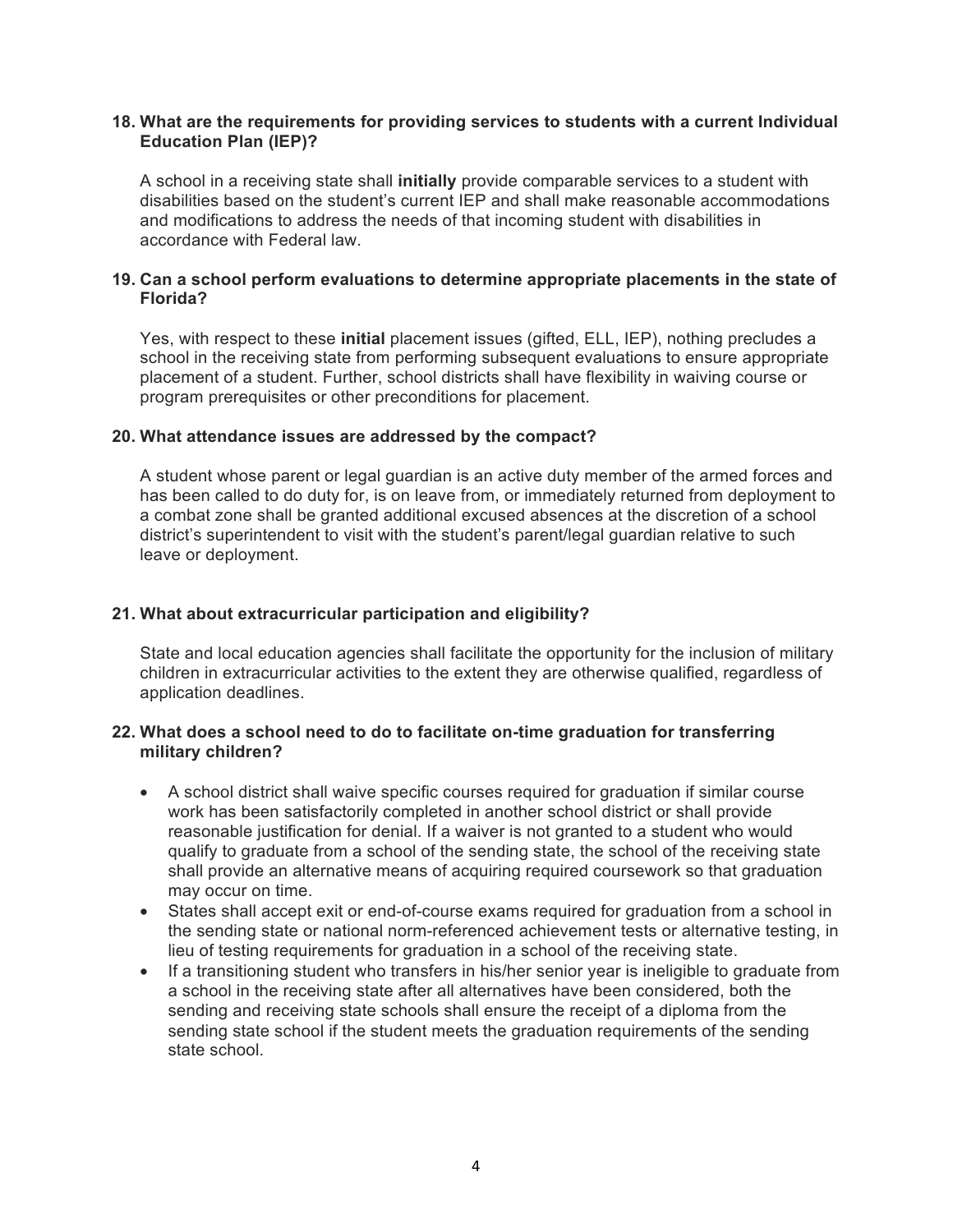**18. What are the requirements for providing services to students with a current Individual Education Plan (IEP)?**

A school in a receiving state shall **initially** provide comparable services to a student with disabilities based on the student's current IEP and shall make reasonable accommodations and modifications to address the needs of that incoming student with disabilities in accordance with Federal law.

**19. Can a school perform evaluations to determine appropriate placements in the state of Florida?**

Yes, with respect to these **initial** placement issues (gifted, ELL, IEP), nothing precludes a school in the receiving state from performing subsequent evaluations to ensure appropriate placement of a student. Further, school districts shall have flexibility in waiving course or program prerequisites or other preconditions for placement.

**20. What attendance issues are addressed by the compact?**

A student whose parent or legal guardian is an active duty member of the armed forces and has been called to do duty for, is on leave from, or immediately returned from deployment to a combat zone shall be granted additional excused absences at the discretion of a school district's superintendent to visit with the student's parent/legal guardian relative to such leave or deployment.

**21. What about extracurricular participation and eligibility?**

State and local education agencies shall facilitate the opportunity for the inclusion of military children in extracurricular activities to the extent they are otherwise qualified, regardless of application deadlines.

**22. What does a school need to do to facilitate on-time graduation for transferring military children?**

- A school district shall waive specific courses required for graduation if similar course work has been satisfactorily completed in another school district or shall provide reasonable justification for denial. If a waiver is not granted to a student who would qualify to graduate from a school of the sending state, the school of the receiving state shall provide an alternative means of acquiring required coursework so that graduation may occur on time.
- States shall accept exit or end-of-course exams required for graduation from a school in the sending state or national norm-referenced achievement tests or alternative testing, in lieu of testing requirements for graduation in a school of the receiving state.
- If a transitioning student who transfers in his/her senior year is ineligible to graduate from a school in the receiving state after all alternatives have been considered, both the sending and receiving state schools shall ensure the receipt of a diploma from the sending state school if the student meets the graduation requirements of the sending state school.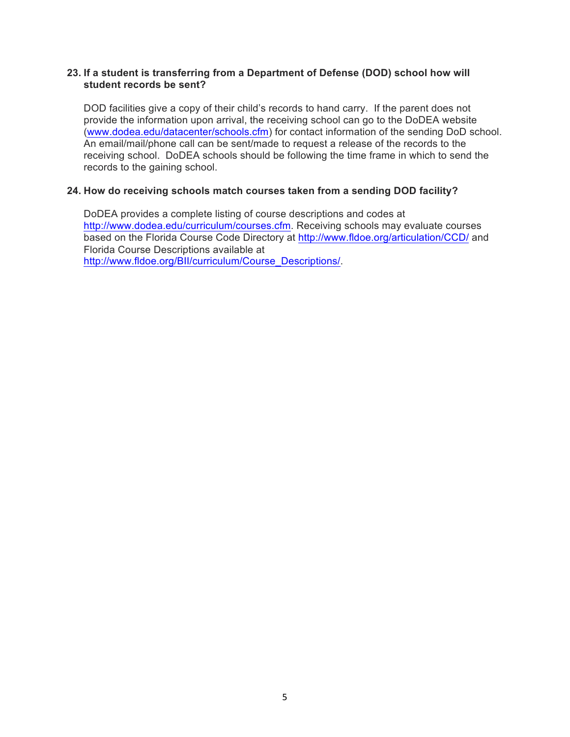**23. If a student is transferring from a Department of Defense (DOD) school how will student records be sent?**

DOD facilities give a copy of their child's records to hand carry. If the parent does not provide the information upon arrival, the receiving school can go to the DoDEA website (www.dodea.edu/datacenter/schools.cfm) for contact information of the sending DoD school. An email/mail/phone call can be sent/made to request a release of the records to the receiving school. DoDEA schools should be following the time frame in which to send the records to the gaining school.

**24. How do receiving schools match courses taken from a sending DOD facility?**

DoDEA provides a complete listing of course descriptions and codes at http://www.dodea.edu/curriculum/courses.cfm. Receiving schools may evaluate courses based on the Florida Course Code Directory at http://www.fldoe.org/articulation/CCD/ and Florida Course Descriptions available at http://www.fldoe.org/BII/curriculum/Course_Descriptions/.